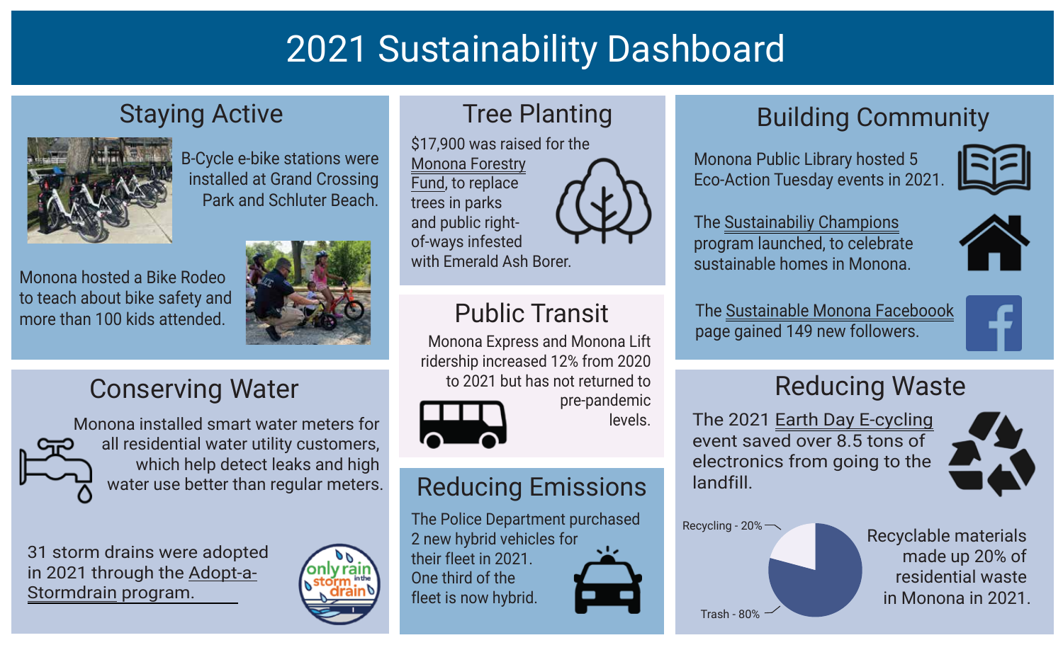# 2021 Sustainability Dashboard

## Staying Active

B-Cycle e-bike stations were installed at Grand Crossing Park and Schluter Beach.

Monona hosted a Bike Rodeo to teach about bike safety and more than 100 kids attended.

## Tree Planting

$17,900 was raised for the Monona Forestry Fund, to replace trees in parks and public right-of-ways infested with Emerald Ash Borer.

## Building Community

Monona Public Library hosted 5 Eco-Action Tuesday events in 2021.

The Sustainabiliy Champions program launched, to celebrate sustainable homes in Monona.

The Sustainable Monona Facebook page gained 149 new followers.

## Public Transit

Monona Express and Monona Lift ridership increased 12% from 2020 to 2021 but has not returned to pre-pandemic levels.

## Conserving Water

Monona installed smart water meters for all residential water utility customers, which help detect leaks and high water use better than regular meters.

31 storm drains were adopted in 2021 through the Adopt-a-Stormdrain program.

## Reducing Emissions

The Police Department purchased 2 new hybrid vehicles for their fleet in 2021. One third of the fleet is now hybrid.

## Reducing Waste

The 2021 Earth Day E-cycling event saved over 8.5 tons of electronics from going to the landfill.

Recycling - 20%

Trash - 80%

Recyclable materials made up 20% of residential waste in Monona in 2021.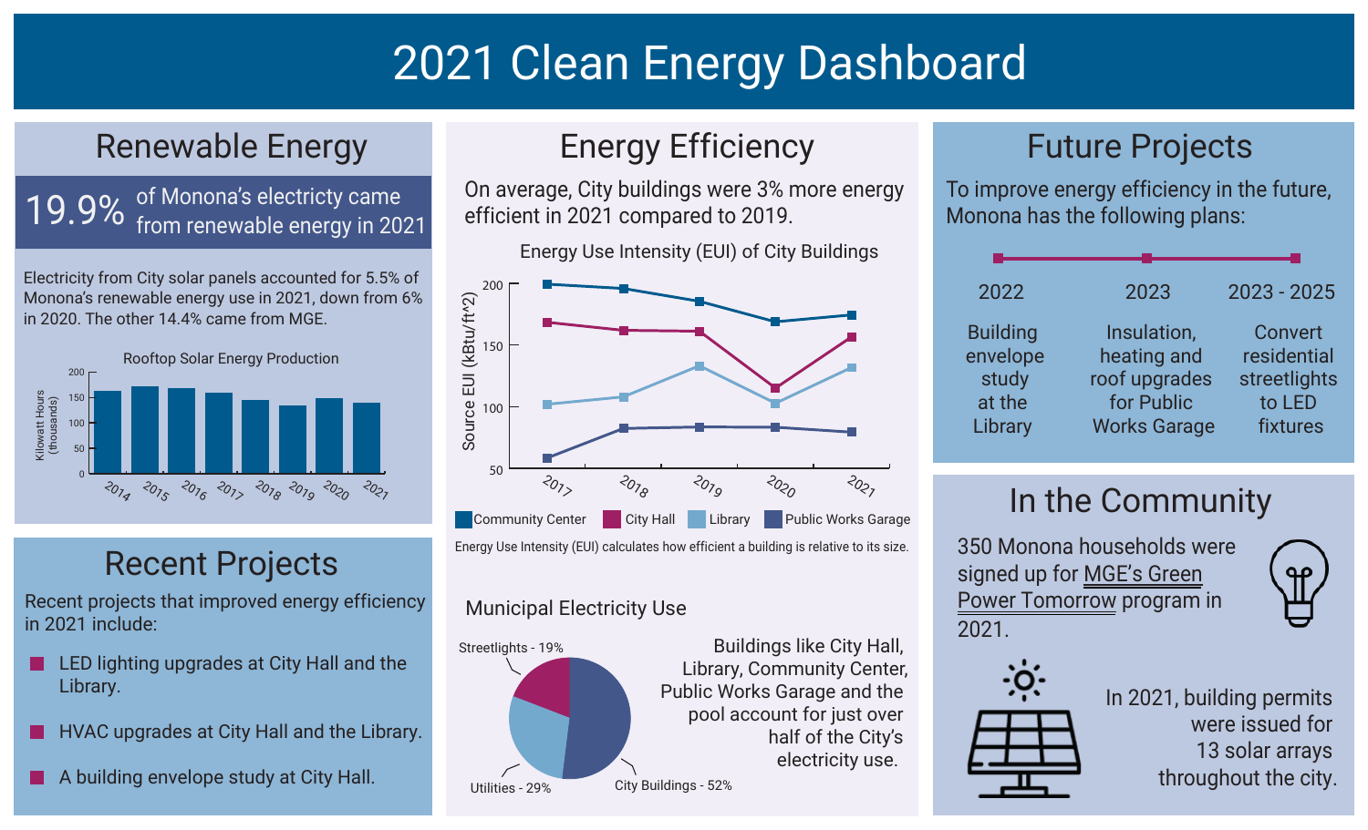# 2021 Clean Energy Dashboard

## Renewable Energy

**19.9%** of Monona's electricty came from renewable energy in 2021

Electricity from City solar panels accounted for 5.5% of Monona's renewable energy use in 2021, down from 6% in 2020. The other 14.4% came from MGE.

Rooftop Solar Energy Production

Kilowatt Hours (thousands)

0
50
100
150
200

2014
2015
2016
2017
2018
2019
2020
2021

## Recent Projects

Recent projects that improved energy efficiency in 2021 include:

- LED lighting upgrades at City Hall and the Library.
- HVAC upgrades at City Hall and the Library.
- A building envelope study at City Hall.

## Energy Efficiency

On average, City buildings were 3% more energy efficient in 2021 compared to 2019.

Energy Use Intensity (EUI) of City Buildings

Source EUI (kBtu/ft^2)

50
100
150
200

2017
2018
2019
2020
2021

Community Center
City Hall
Library
Public Works Garage

Energy Use Intensity (EUI) calculates how efficient a building is relative to its size.

### Municipal Electricity Use

Streetlights - 19%
Utilities - 29%
City Buildings - 52%

Buildings like City Hall, Library, Community Center, Public Works Garage and the pool account for just over half of the City's electricity use.

## Future Projects

To improve energy efficiency in the future, Monona has the following plans:

- **2022** – Building envelope study at the Library
- **2023** – Insulation, heating and roof upgrades for Public Works Garage
- **2023 - 2025** – Convert residential streetlights to LED fixtures

## In the Community

350 Monona households were signed up for MGE's Green Power Tomorrow program in 2021.

In 2021, building permits were issued for 13 solar arrays throughout the city.